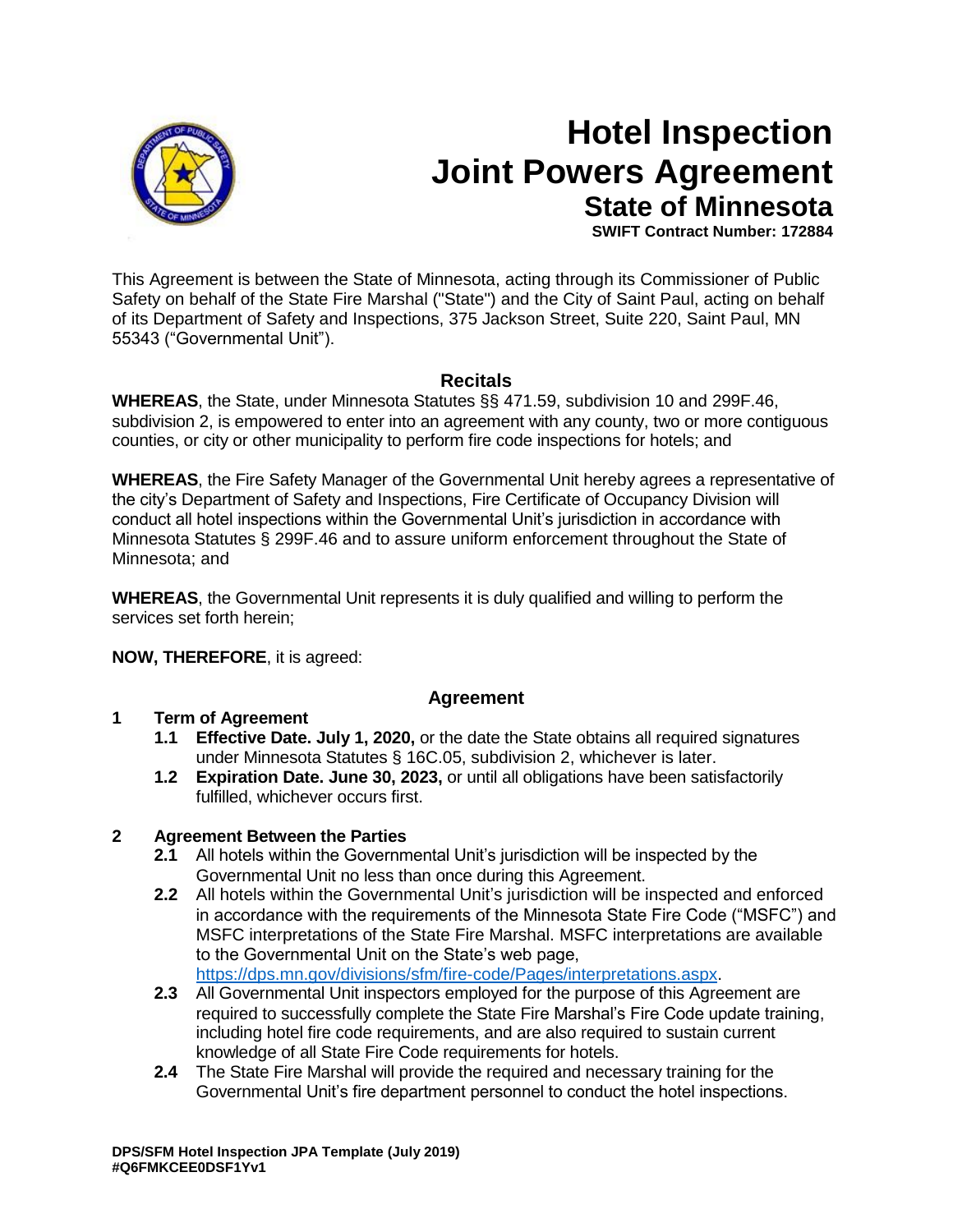# Hotel Inspection Joint Powers Agreement

## State of Minnesota

**SWIFT Contract Number: 172884**

This Agreement is between the State of Minnesota, acting through its Commissioner of Public Safety on behalf of the State Fire Marshal ("State") and the City of Saint Paul, acting on behalf of its Department of Safety and Inspections, 375 Jackson Street, Suite 220, Saint Paul, MN 55343 ("Governmental Unit").

## Recitals

**WHEREAS**, the State, under Minnesota Statutes §§ 471.59, subdivision 10 and 299F.46, subdivision 2, is empowered to enter into an agreement with any county, two or more contiguous counties, or city or other municipality to perform fire code inspections for hotels; and

**WHEREAS**, the Fire Safety Manager of the Governmental Unit hereby agrees a representative of the city's Department of Safety and Inspections, Fire Certificate of Occupancy Division will conduct all hotel inspections within the Governmental Unit's jurisdiction in accordance with Minnesota Statutes § 299F.46 and to assure uniform enforcement throughout the State of Minnesota; and

**WHEREAS**, the Governmental Unit represents it is duly qualified and willing to perform the services set forth herein;

**NOW, THEREFORE**, it is agreed:

## Agreement

**1 Term of Agreement**

- **1.1 Effective Date. July 1, 2020,** or the date the State obtains all required signatures under Minnesota Statutes § 16C.05, subdivision 2, whichever is later.
- **1.2 Expiration Date. June 30, 2023,** or until all obligations have been satisfactorily fulfilled, whichever occurs first.

**2 Agreement Between the Parties**

- **2.1** All hotels within the Governmental Unit's jurisdiction will be inspected by the Governmental Unit no less than once during this Agreement.
- **2.2** All hotels within the Governmental Unit's jurisdiction will be inspected and enforced in accordance with the requirements of the Minnesota State Fire Code ("MSFC") and MSFC interpretations of the State Fire Marshal. MSFC interpretations are available to the Governmental Unit on the State's web page, https://dps.mn.gov/divisions/sfm/fire-code/Pages/interpretations.aspx.
- **2.3** All Governmental Unit inspectors employed for the purpose of this Agreement are required to successfully complete the State Fire Marshal's Fire Code update training, including hotel fire code requirements, and are also required to sustain current knowledge of all State Fire Code requirements for hotels.
- **2.4** The State Fire Marshal will provide the required and necessary training for the Governmental Unit's fire department personnel to conduct the hotel inspections.

DPS/SFM Hotel Inspection JPA Template (July 2019)
#Q6FMKCEE0DSF1Yv1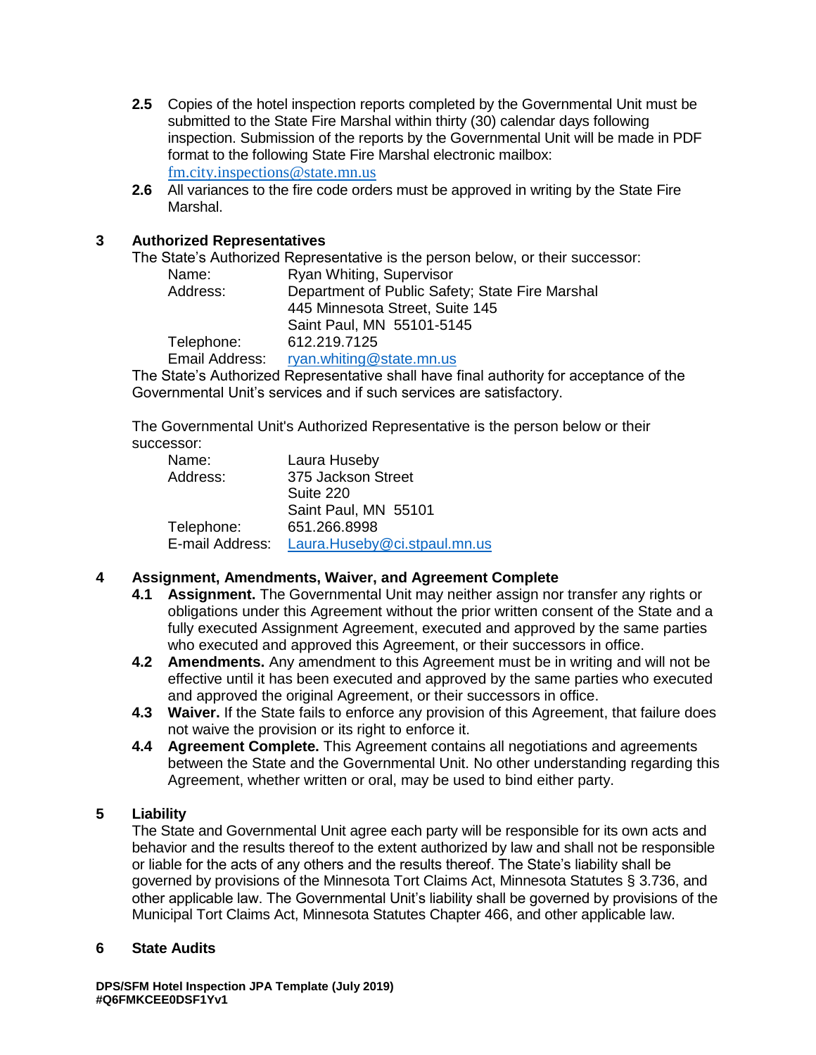**2.5** Copies of the hotel inspection reports completed by the Governmental Unit must be submitted to the State Fire Marshal within thirty (30) calendar days following inspection. Submission of the reports by the Governmental Unit will be made in PDF format to the following State Fire Marshal electronic mailbox: fm.city.inspections@state.mn.us

**2.6** All variances to the fire code orders must be approved in writing by the State Fire Marshal.

## 3 Authorized Representatives

The State's Authorized Representative is the person below, or their successor:

Name: Ryan Whiting, Supervisor
Address: Department of Public Safety; State Fire Marshal
445 Minnesota Street, Suite 145
Saint Paul, MN 55101-5145
Telephone: 612.219.7125
Email Address: ryan.whiting@state.mn.us

The State's Authorized Representative shall have final authority for acceptance of the Governmental Unit's services and if such services are satisfactory.

The Governmental Unit's Authorized Representative is the person below or their successor:

Name: Laura Huseby
Address: 375 Jackson Street
Suite 220
Saint Paul, MN 55101
Telephone: 651.266.8998
E-mail Address: Laura.Huseby@ci.stpaul.mn.us

## 4 Assignment, Amendments, Waiver, and Agreement Complete

**4.1 Assignment.** The Governmental Unit may neither assign nor transfer any rights or obligations under this Agreement without the prior written consent of the State and a fully executed Assignment Agreement, executed and approved by the same parties who executed and approved this Agreement, or their successors in office.

**4.2 Amendments.** Any amendment to this Agreement must be in writing and will not be effective until it has been executed and approved by the same parties who executed and approved the original Agreement, or their successors in office.

**4.3 Waiver.** If the State fails to enforce any provision of this Agreement, that failure does not waive the provision or its right to enforce it.

**4.4 Agreement Complete.** This Agreement contains all negotiations and agreements between the State and the Governmental Unit. No other understanding regarding this Agreement, whether written or oral, may be used to bind either party.

## 5 Liability

The State and Governmental Unit agree each party will be responsible for its own acts and behavior and the results thereof to the extent authorized by law and shall not be responsible or liable for the acts of any others and the results thereof. The State's liability shall be governed by provisions of the Minnesota Tort Claims Act, Minnesota Statutes § 3.736, and other applicable law. The Governmental Unit's liability shall be governed by provisions of the Municipal Tort Claims Act, Minnesota Statutes Chapter 466, and other applicable law.

## 6 State Audits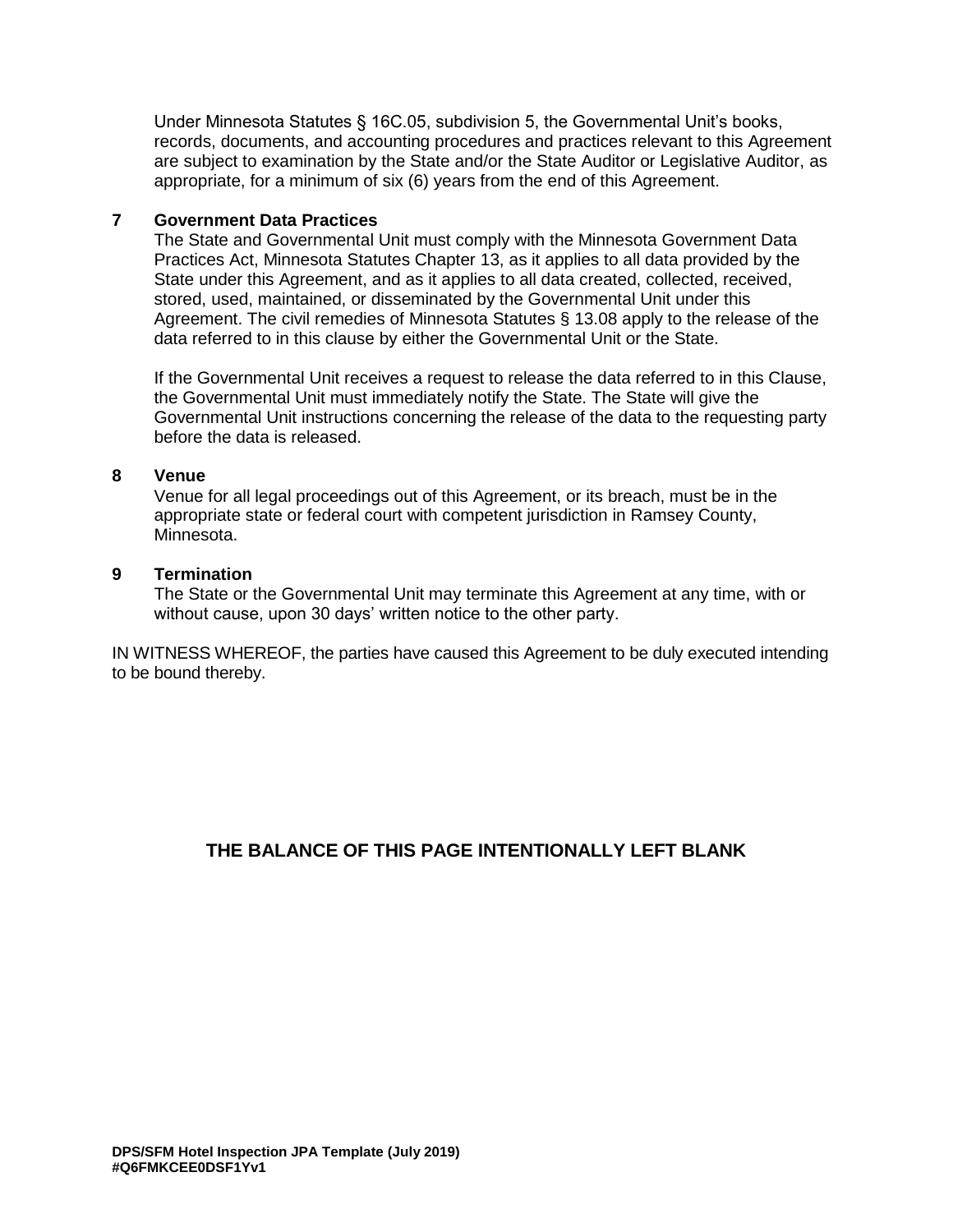Under Minnesota Statutes § 16C.05, subdivision 5, the Governmental Unit's books, records, documents, and accounting procedures and practices relevant to this Agreement are subject to examination by the State and/or the State Auditor or Legislative Auditor, as appropriate, for a minimum of six (6) years from the end of this Agreement.

## 7 Government Data Practices

The State and Governmental Unit must comply with the Minnesota Government Data Practices Act, Minnesota Statutes Chapter 13, as it applies to all data provided by the State under this Agreement, and as it applies to all data created, collected, received, stored, used, maintained, or disseminated by the Governmental Unit under this Agreement. The civil remedies of Minnesota Statutes § 13.08 apply to the release of the data referred to in this clause by either the Governmental Unit or the State.

If the Governmental Unit receives a request to release the data referred to in this Clause, the Governmental Unit must immediately notify the State. The State will give the Governmental Unit instructions concerning the release of the data to the requesting party before the data is released.

## 8 Venue

Venue for all legal proceedings out of this Agreement, or its breach, must be in the appropriate state or federal court with competent jurisdiction in Ramsey County, Minnesota.

## 9 Termination

The State or the Governmental Unit may terminate this Agreement at any time, with or without cause, upon 30 days' written notice to the other party.

IN WITNESS WHEREOF, the parties have caused this Agreement to be duly executed intending to be bound thereby.

**THE BALANCE OF THIS PAGE INTENTIONALLY LEFT BLANK**

**DPS/SFM Hotel Inspection JPA Template (July 2019)**
**#Q6FMKCEE0DSF1Yv1**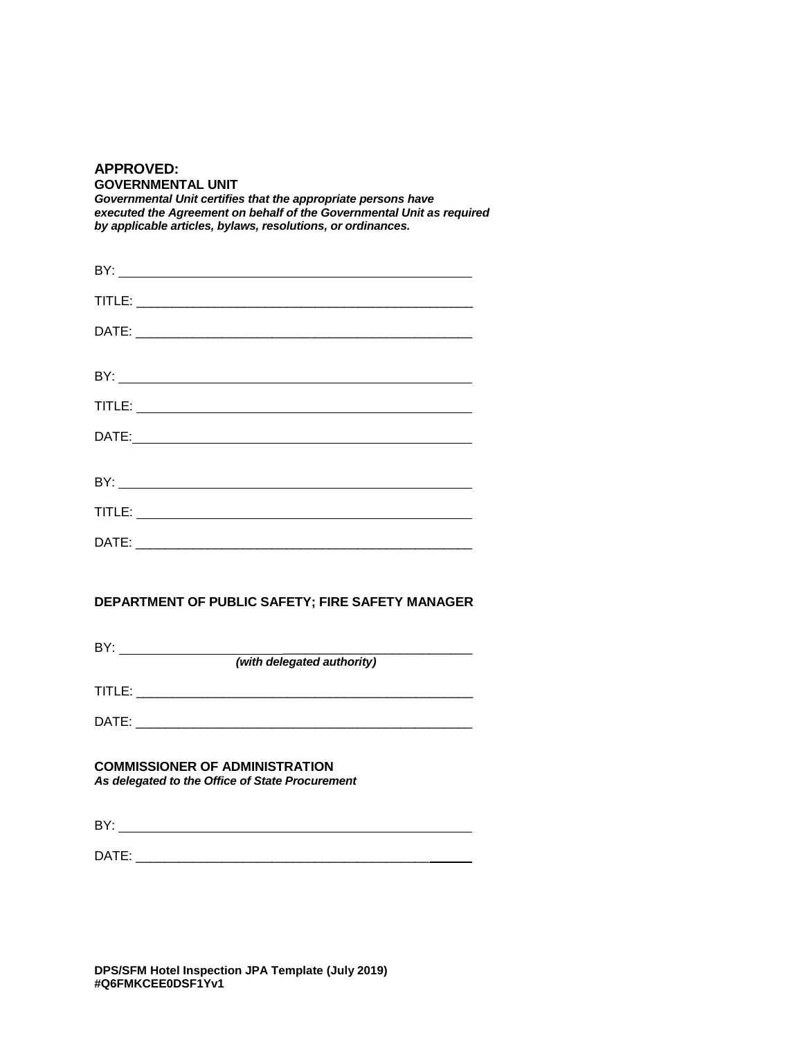**APPROVED:**

**GOVERNMENTAL UNIT**

***Governmental Unit certifies that the appropriate persons have executed the Agreement on behalf of the Governmental Unit as required by applicable articles, bylaws, resolutions, or ordinances.***

BY: ______________________________________________

TITLE: ______________________________________________

DATE: ______________________________________________

BY: ______________________________________________

TITLE: ______________________________________________

DATE: ______________________________________________

BY: ______________________________________________

TITLE: ______________________________________________

DATE: ______________________________________________

**DEPARTMENT OF PUBLIC SAFETY; FIRE SAFETY MANAGER**

BY: ______________________________________________

***(with delegated authority)***

TITLE: ______________________________________________

DATE: ______________________________________________

**COMMISSIONER OF ADMINISTRATION**

***As delegated to the Office of State Procurement***

BY: ______________________________________________

DATE: ______________________________________________

**DPS/SFM Hotel Inspection JPA Template (July 2019)**
**#Q6FMKCEE0DSF1Yv1**